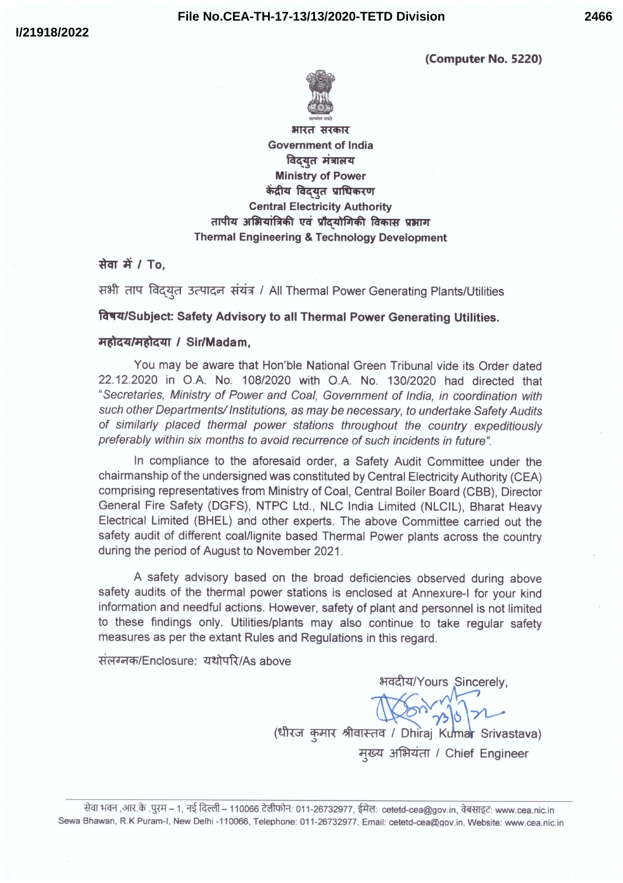File No.CEA-TH-17-13/13/2020-TETD Division

I/21918/2022

(Computer No. 5220)

भारत सरकार
Government of India
विद्युत मंत्रालय
Ministry of Power
केंद्रीय विद्युत प्राधिकरण
Central Electricity Authority
तापीय अभियांत्रिकी एवं प्रौद्योगिकी विकास प्रभाग
Thermal Engineering & Technology Development

सेवा में / To,

सभी ताप विद्युत उत्पादन संयंत्र / All Thermal Power Generating Plants/Utilities

**विषय/Subject: Safety Advisory to all Thermal Power Generating Utilities.**

**महोदय/महोदया / Sir/Madam,**

You may be aware that Hon'ble National Green Tribunal vide its Order dated 22.12.2020 in O.A. No. 108/2020 with O.A. No. 130/2020 had directed that "*Secretaries, Ministry of Power and Coal, Government of India, in coordination with such other Departments/ Institutions, as may be necessary, to undertake Safety Audits of similarly placed thermal power stations throughout the country expeditiously preferably within six months to avoid recurrence of such incidents in future*".

In compliance to the aforesaid order, a Safety Audit Committee under the chairmanship of the undersigned was constituted by Central Electricity Authority (CEA) comprising representatives from Ministry of Coal, Central Boiler Board (CBB), Director General Fire Safety (DGFS), NTPC Ltd., NLC India Limited (NLCIL), Bharat Heavy Electrical Limited (BHEL) and other experts. The above Committee carried out the safety audit of different coal/lignite based Thermal Power plants across the country during the period of August to November 2021.

A safety advisory based on the broad deficiencies observed during above safety audits of the thermal power stations is enclosed at Annexure-I for your kind information and needful actions. However, safety of plant and personnel is not limited to these findings only. Utilities/plants may also continue to take regular safety measures as per the extant Rules and Regulations in this regard.

संलग्नक/Enclosure: यथोपरि/As above

भवदीय/Yours Sincerely,

23/6/22

(धीरज कुमार श्रीवास्तव / Dhiraj Kumar Srivastava)
मुख्य अभियंता / Chief Engineer

सेवा भवन ,आर.के .पुरम – 1, नई दिल्ली – 110066 टेलीफोन: 011-26732977, ईमेल: cetetd-cea@gov.in, वेबसाइट: www.cea.nic.in
Sewa Bhawan, R.K Puram-I, New Delhi -110066, Telephone: 011-26732977, Email: cetetd-cea@gov.in, Website: www.cea.nic.in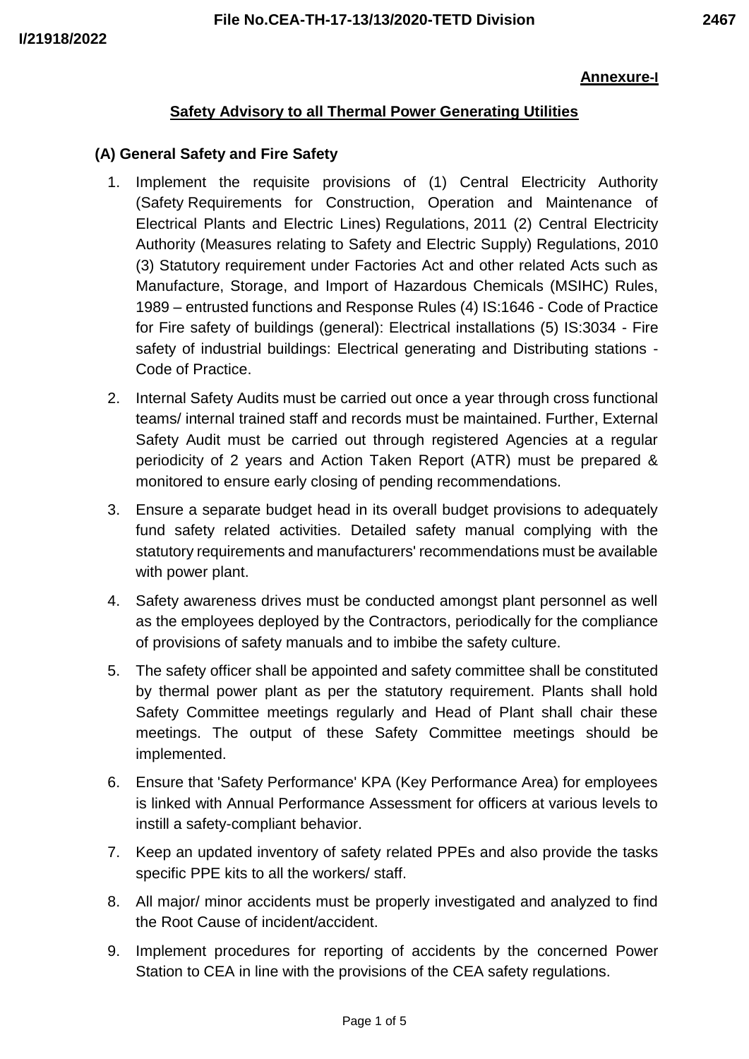**Annexure-I**

## Safety Advisory to all Thermal Power Generating Utilities

### (A) General Safety and Fire Safety

1. Implement the requisite provisions of (1) Central Electricity Authority (Safety Requirements for Construction, Operation and Maintenance of Electrical Plants and Electric Lines) Regulations, 2011 (2) Central Electricity Authority (Measures relating to Safety and Electric Supply) Regulations, 2010 (3) Statutory requirement under Factories Act and other related Acts such as Manufacture, Storage, and Import of Hazardous Chemicals (MSIHC) Rules, 1989 – entrusted functions and Response Rules (4) IS:1646 - Code of Practice for Fire safety of buildings (general): Electrical installations (5) IS:3034 - Fire safety of industrial buildings: Electrical generating and Distributing stations - Code of Practice.
2. Internal Safety Audits must be carried out once a year through cross functional teams/ internal trained staff and records must be maintained. Further, External Safety Audit must be carried out through registered Agencies at a regular periodicity of 2 years and Action Taken Report (ATR) must be prepared & monitored to ensure early closing of pending recommendations.
3. Ensure a separate budget head in its overall budget provisions to adequately fund safety related activities. Detailed safety manual complying with the statutory requirements and manufacturers' recommendations must be available with power plant.
4. Safety awareness drives must be conducted amongst plant personnel as well as the employees deployed by the Contractors, periodically for the compliance of provisions of safety manuals and to imbibe the safety culture.
5. The safety officer shall be appointed and safety committee shall be constituted by thermal power plant as per the statutory requirement. Plants shall hold Safety Committee meetings regularly and Head of Plant shall chair these meetings. The output of these Safety Committee meetings should be implemented.
6. Ensure that 'Safety Performance' KPA (Key Performance Area) for employees is linked with Annual Performance Assessment for officers at various levels to instill a safety-compliant behavior.
7. Keep an updated inventory of safety related PPEs and also provide the tasks specific PPE kits to all the workers/ staff.
8. All major/ minor accidents must be properly investigated and analyzed to find the Root Cause of incident/accident.
9. Implement procedures for reporting of accidents by the concerned Power Station to CEA in line with the provisions of the CEA safety regulations.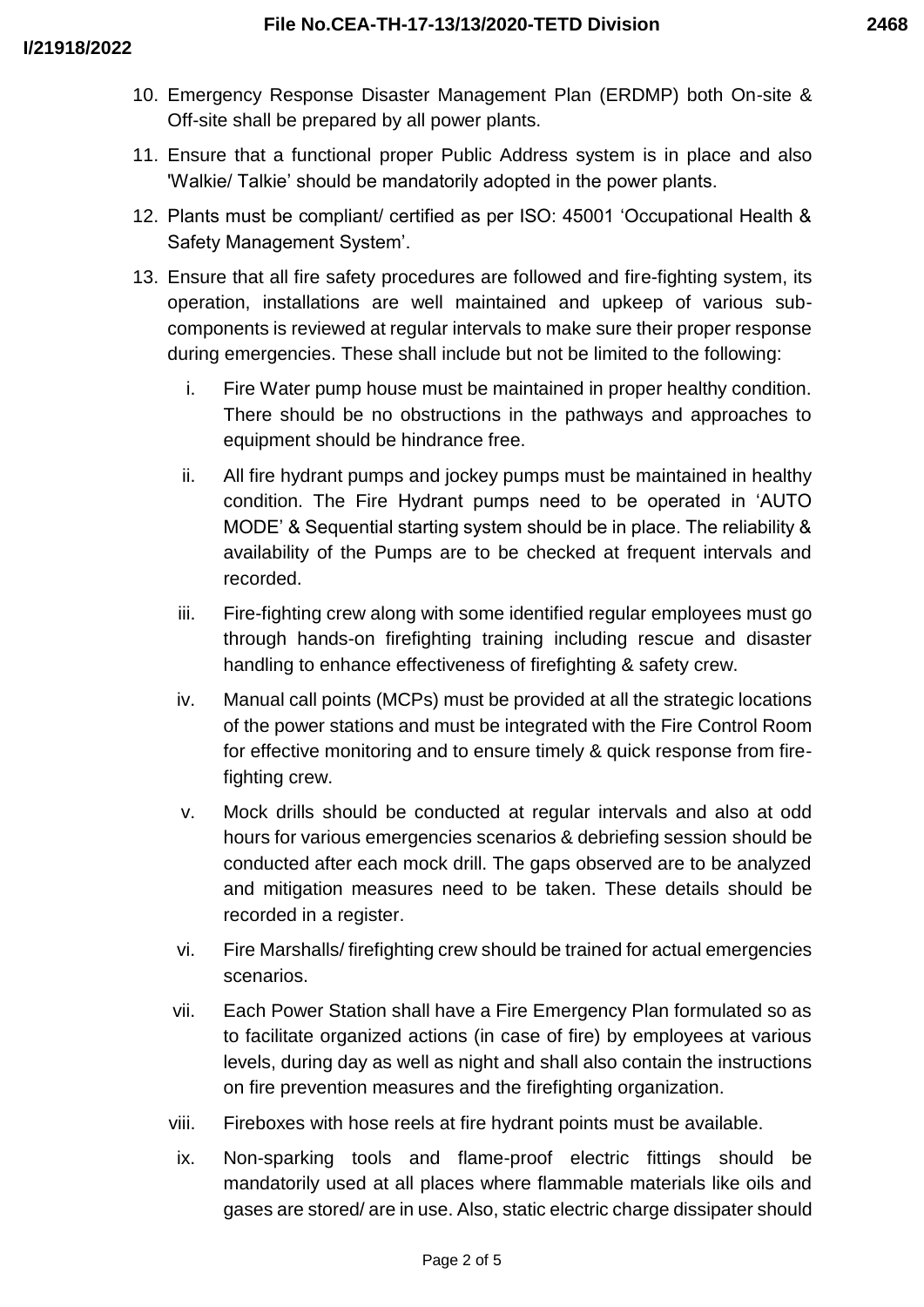10. Emergency Response Disaster Management Plan (ERDMP) both On-site & Off-site shall be prepared by all power plants.

11. Ensure that a functional proper Public Address system is in place and also 'Walkie/ Talkie' should be mandatorily adopted in the power plants.

12. Plants must be compliant/ certified as per ISO: 45001 'Occupational Health & Safety Management System'.

13. Ensure that all fire safety procedures are followed and fire-fighting system, its operation, installations are well maintained and upkeep of various sub-components is reviewed at regular intervals to make sure their proper response during emergencies. These shall include but not be limited to the following:

    i. Fire Water pump house must be maintained in proper healthy condition. There should be no obstructions in the pathways and approaches to equipment should be hindrance free.

    ii. All fire hydrant pumps and jockey pumps must be maintained in healthy condition. The Fire Hydrant pumps need to be operated in 'AUTO MODE' & Sequential starting system should be in place. The reliability & availability of the Pumps are to be checked at frequent intervals and recorded.

    iii. Fire-fighting crew along with some identified regular employees must go through hands-on firefighting training including rescue and disaster handling to enhance effectiveness of firefighting & safety crew.

    iv. Manual call points (MCPs) must be provided at all the strategic locations of the power stations and must be integrated with the Fire Control Room for effective monitoring and to ensure timely & quick response from fire-fighting crew.

    v. Mock drills should be conducted at regular intervals and also at odd hours for various emergencies scenarios & debriefing session should be conducted after each mock drill. The gaps observed are to be analyzed and mitigation measures need to be taken. These details should be recorded in a register.

    vi. Fire Marshalls/ firefighting crew should be trained for actual emergencies scenarios.

    vii. Each Power Station shall have a Fire Emergency Plan formulated so as to facilitate organized actions (in case of fire) by employees at various levels, during day as well as night and shall also contain the instructions on fire prevention measures and the firefighting organization.

    viii. Fireboxes with hose reels at fire hydrant points must be available.

    ix. Non-sparking tools and flame-proof electric fittings should be mandatorily used at all places where flammable materials like oils and gases are stored/ are in use. Also, static electric charge dissipater should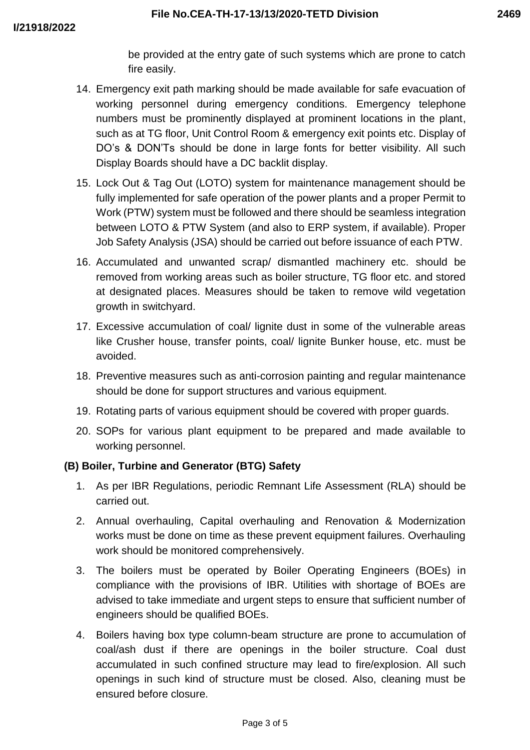be provided at the entry gate of such systems which are prone to catch fire easily.

14. Emergency exit path marking should be made available for safe evacuation of working personnel during emergency conditions. Emergency telephone numbers must be prominently displayed at prominent locations in the plant, such as at TG floor, Unit Control Room & emergency exit points etc. Display of DO's & DON'Ts should be done in large fonts for better visibility. All such Display Boards should have a DC backlit display.
15. Lock Out & Tag Out (LOTO) system for maintenance management should be fully implemented for safe operation of the power plants and a proper Permit to Work (PTW) system must be followed and there should be seamless integration between LOTO & PTW System (and also to ERP system, if available). Proper Job Safety Analysis (JSA) should be carried out before issuance of each PTW.
16. Accumulated and unwanted scrap/ dismantled machinery etc. should be removed from working areas such as boiler structure, TG floor etc. and stored at designated places. Measures should be taken to remove wild vegetation growth in switchyard.
17. Excessive accumulation of coal/ lignite dust in some of the vulnerable areas like Crusher house, transfer points, coal/ lignite Bunker house, etc. must be avoided.
18. Preventive measures such as anti-corrosion painting and regular maintenance should be done for support structures and various equipment.
19. Rotating parts of various equipment should be covered with proper guards.
20. SOPs for various plant equipment to be prepared and made available to working personnel.

**(B) Boiler, Turbine and Generator (BTG) Safety**

1. As per IBR Regulations, periodic Remnant Life Assessment (RLA) should be carried out.
2. Annual overhauling, Capital overhauling and Renovation & Modernization works must be done on time as these prevent equipment failures. Overhauling work should be monitored comprehensively.
3. The boilers must be operated by Boiler Operating Engineers (BOEs) in compliance with the provisions of IBR. Utilities with shortage of BOEs are advised to take immediate and urgent steps to ensure that sufficient number of engineers should be qualified BOEs.
4. Boilers having box type column-beam structure are prone to accumulation of coal/ash dust if there are openings in the boiler structure. Coal dust accumulated in such confined structure may lead to fire/explosion. All such openings in such kind of structure must be closed. Also, cleaning must be ensured before closure.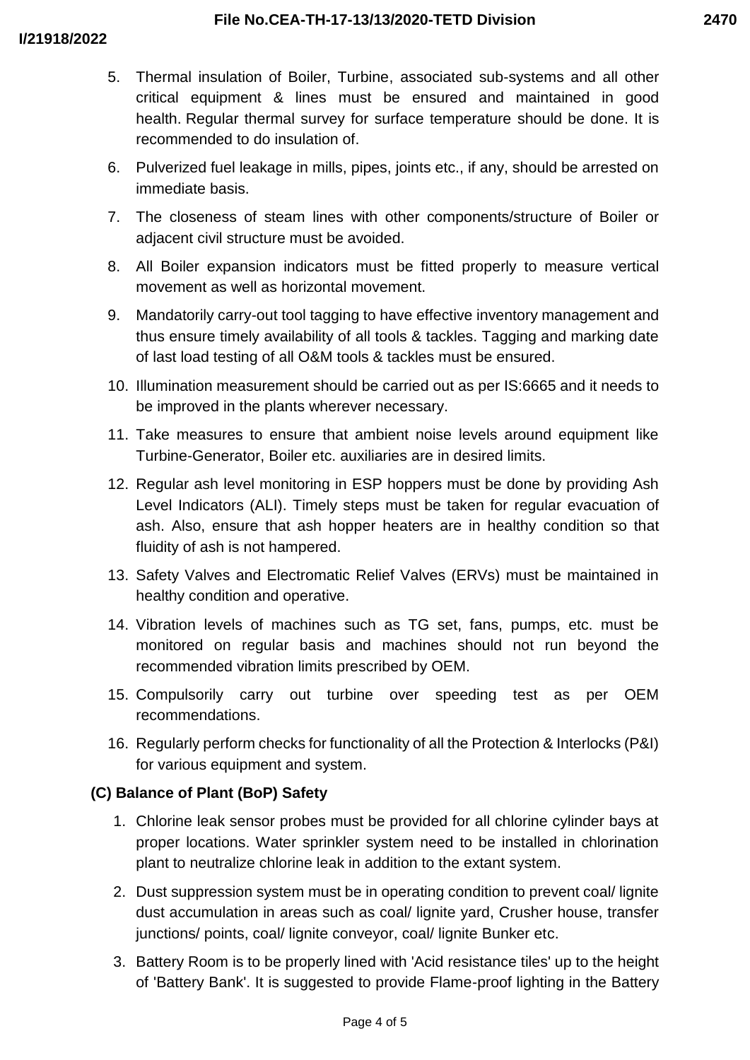5. Thermal insulation of Boiler, Turbine, associated sub-systems and all other critical equipment & lines must be ensured and maintained in good health. Regular thermal survey for surface temperature should be done. It is recommended to do insulation of.

6. Pulverized fuel leakage in mills, pipes, joints etc., if any, should be arrested on immediate basis.

7. The closeness of steam lines with other components/structure of Boiler or adjacent civil structure must be avoided.

8. All Boiler expansion indicators must be fitted properly to measure vertical movement as well as horizontal movement.

9. Mandatorily carry-out tool tagging to have effective inventory management and thus ensure timely availability of all tools & tackles. Tagging and marking date of last load testing of all O&M tools & tackles must be ensured.

10. Illumination measurement should be carried out as per IS:6665 and it needs to be improved in the plants wherever necessary.

11. Take measures to ensure that ambient noise levels around equipment like Turbine-Generator, Boiler etc. auxiliaries are in desired limits.

12. Regular ash level monitoring in ESP hoppers must be done by providing Ash Level Indicators (ALI). Timely steps must be taken for regular evacuation of ash. Also, ensure that ash hopper heaters are in healthy condition so that fluidity of ash is not hampered.

13. Safety Valves and Electromatic Relief Valves (ERVs) must be maintained in healthy condition and operative.

14. Vibration levels of machines such as TG set, fans, pumps, etc. must be monitored on regular basis and machines should not run beyond the recommended vibration limits prescribed by OEM.

15. Compulsorily carry out turbine over speeding test as per OEM recommendations.

16. Regularly perform checks for functionality of all the Protection & Interlocks (P&I) for various equipment and system.

### (C) Balance of Plant (BoP) Safety

1. Chlorine leak sensor probes must be provided for all chlorine cylinder bays at proper locations. Water sprinkler system need to be installed in chlorination plant to neutralize chlorine leak in addition to the extant system.

2. Dust suppression system must be in operating condition to prevent coal/ lignite dust accumulation in areas such as coal/ lignite yard, Crusher house, transfer junctions/ points, coal/ lignite conveyor, coal/ lignite Bunker etc.

3. Battery Room is to be properly lined with 'Acid resistance tiles' up to the height of 'Battery Bank'. It is suggested to provide Flame-proof lighting in the Battery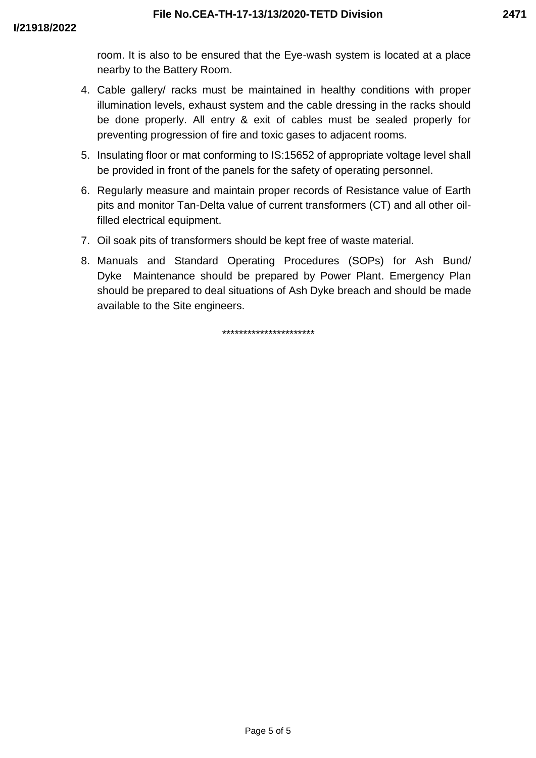room. It is also to be ensured that the Eye-wash system is located at a place nearby to the Battery Room.

4. Cable gallery/ racks must be maintained in healthy conditions with proper illumination levels, exhaust system and the cable dressing in the racks should be done properly. All entry & exit of cables must be sealed properly for preventing progression of fire and toxic gases to adjacent rooms.
5. Insulating floor or mat conforming to IS:15652 of appropriate voltage level shall be provided in front of the panels for the safety of operating personnel.
6. Regularly measure and maintain proper records of Resistance value of Earth pits and monitor Tan-Delta value of current transformers (CT) and all other oil-filled electrical equipment.
7. Oil soak pits of transformers should be kept free of waste material.
8. Manuals and Standard Operating Procedures (SOPs) for Ash Bund/ Dyke Maintenance should be prepared by Power Plant. Emergency Plan should be prepared to deal situations of Ash Dyke breach and should be made available to the Site engineers.

**********************